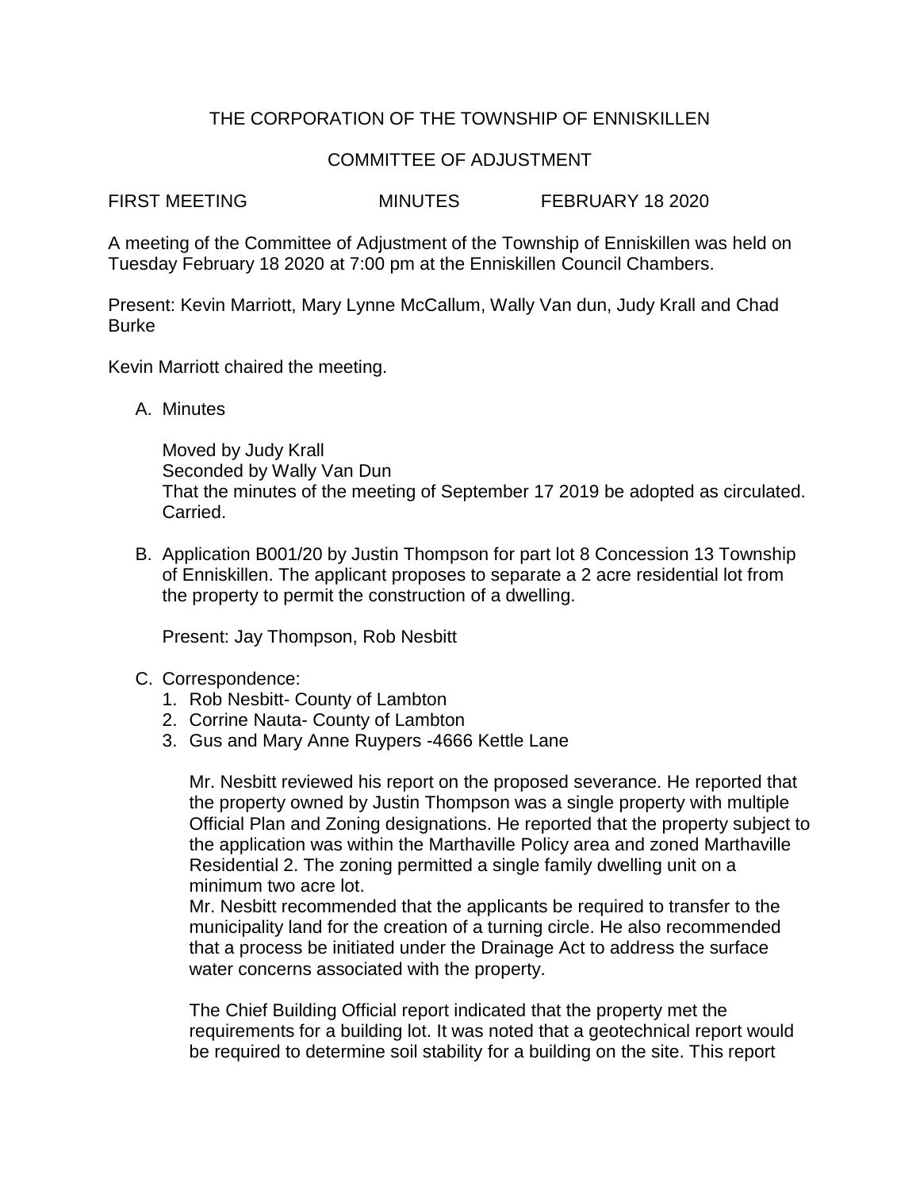# THE CORPORATION OF THE TOWNSHIP OF ENNISKILLEN

## COMMITTEE OF ADJUSTMENT

FIRST MEETING MINUTES FEBRUARY 18 2020

A meeting of the Committee of Adjustment of the Township of Enniskillen was held on Tuesday February 18 2020 at 7:00 pm at the Enniskillen Council Chambers.

Present: Kevin Marriott, Mary Lynne McCallum, Wally Van dun, Judy Krall and Chad Burke

Kevin Marriott chaired the meeting.

A. Minutes

   Moved by Judy Krall
   Seconded by Wally Van Dun
   That the minutes of the meeting of September 17 2019 be adopted as circulated.
   Carried.

B. Application B001/20 by Justin Thompson for part lot 8 Concession 13 Township of Enniskillen. The applicant proposes to separate a 2 acre residential lot from the property to permit the construction of a dwelling.

   Present: Jay Thompson, Rob Nesbitt

C. Correspondence:
   1. Rob Nesbitt- County of Lambton
   2. Corrine Nauta- County of Lambton
   3. Gus and Mary Anne Ruypers -4666 Kettle Lane

   Mr. Nesbitt reviewed his report on the proposed severance. He reported that the property owned by Justin Thompson was a single property with multiple Official Plan and Zoning designations. He reported that the property subject to the application was within the Marthaville Policy area and zoned Marthaville Residential 2. The zoning permitted a single family dwelling unit on a minimum two acre lot.
   Mr. Nesbitt recommended that the applicants be required to transfer to the municipality land for the creation of a turning circle. He also recommended that a process be initiated under the Drainage Act to address the surface water concerns associated with the property.

   The Chief Building Official report indicated that the property met the requirements for a building lot. It was noted that a geotechnical report would be required to determine soil stability for a building on the site. This report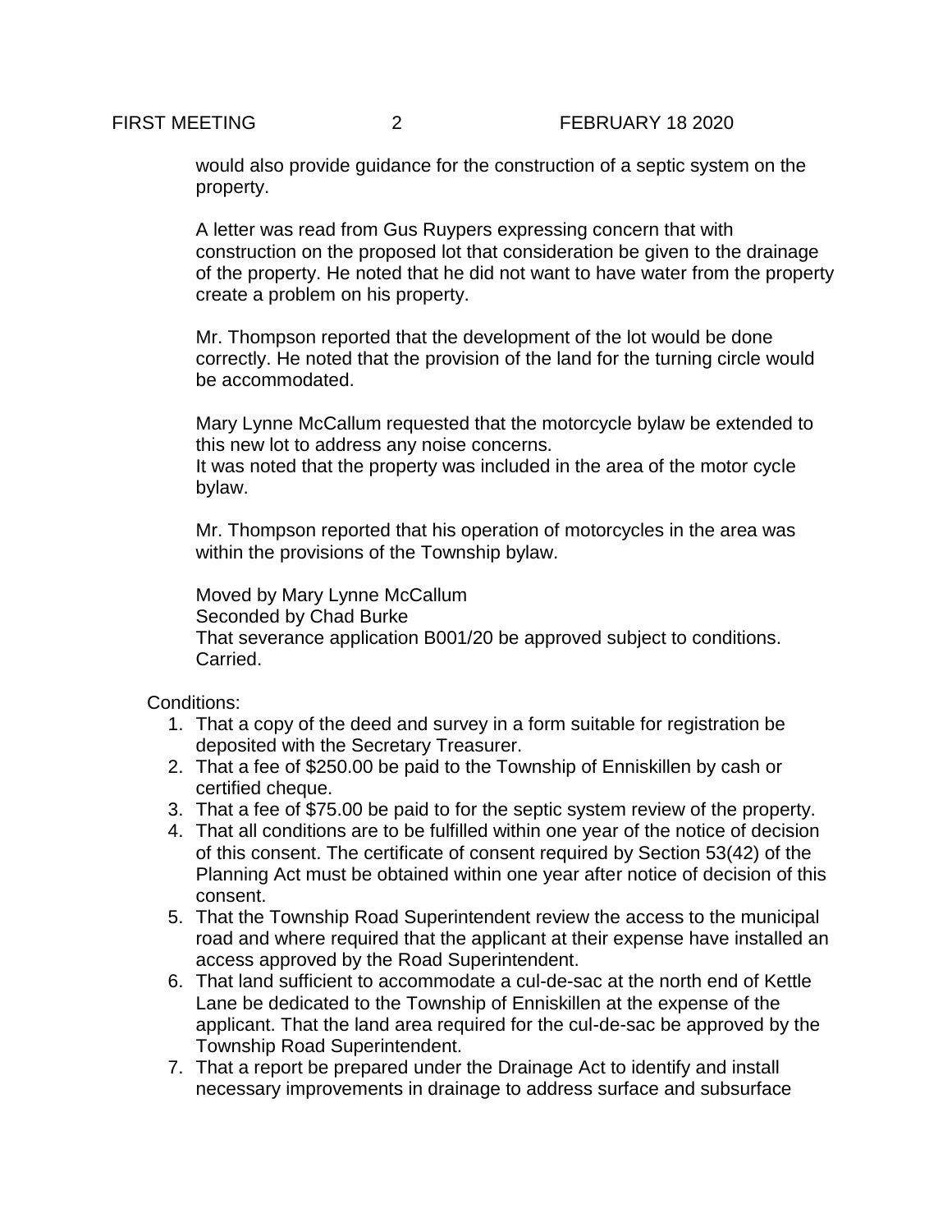would also provide guidance for the construction of a septic system on the property.

A letter was read from Gus Ruypers expressing concern that with construction on the proposed lot that consideration be given to the drainage of the property. He noted that he did not want to have water from the property create a problem on his property.

Mr. Thompson reported that the development of the lot would be done correctly. He noted that the provision of the land for the turning circle would be accommodated.

Mary Lynne McCallum requested that the motorcycle bylaw be extended to this new lot to address any noise concerns.
It was noted that the property was included in the area of the motor cycle bylaw.

Mr. Thompson reported that his operation of motorcycles in the area was within the provisions of the Township bylaw.

Moved by Mary Lynne McCallum
Seconded by Chad Burke
That severance application B001/20 be approved subject to conditions.
Carried.

Conditions:

1. That a copy of the deed and survey in a form suitable for registration be deposited with the Secretary Treasurer.
2. That a fee of $250.00 be paid to the Township of Enniskillen by cash or certified cheque.
3. That a fee of $75.00 be paid to for the septic system review of the property.
4. That all conditions are to be fulfilled within one year of the notice of decision of this consent. The certificate of consent required by Section 53(42) of the Planning Act must be obtained within one year after notice of decision of this consent.
5. That the Township Road Superintendent review the access to the municipal road and where required that the applicant at their expense have installed an access approved by the Road Superintendent.
6. That land sufficient to accommodate a cul-de-sac at the north end of Kettle Lane be dedicated to the Township of Enniskillen at the expense of the applicant. That the land area required for the cul-de-sac be approved by the Township Road Superintendent.
7. That a report be prepared under the Drainage Act to identify and install necessary improvements in drainage to address surface and subsurface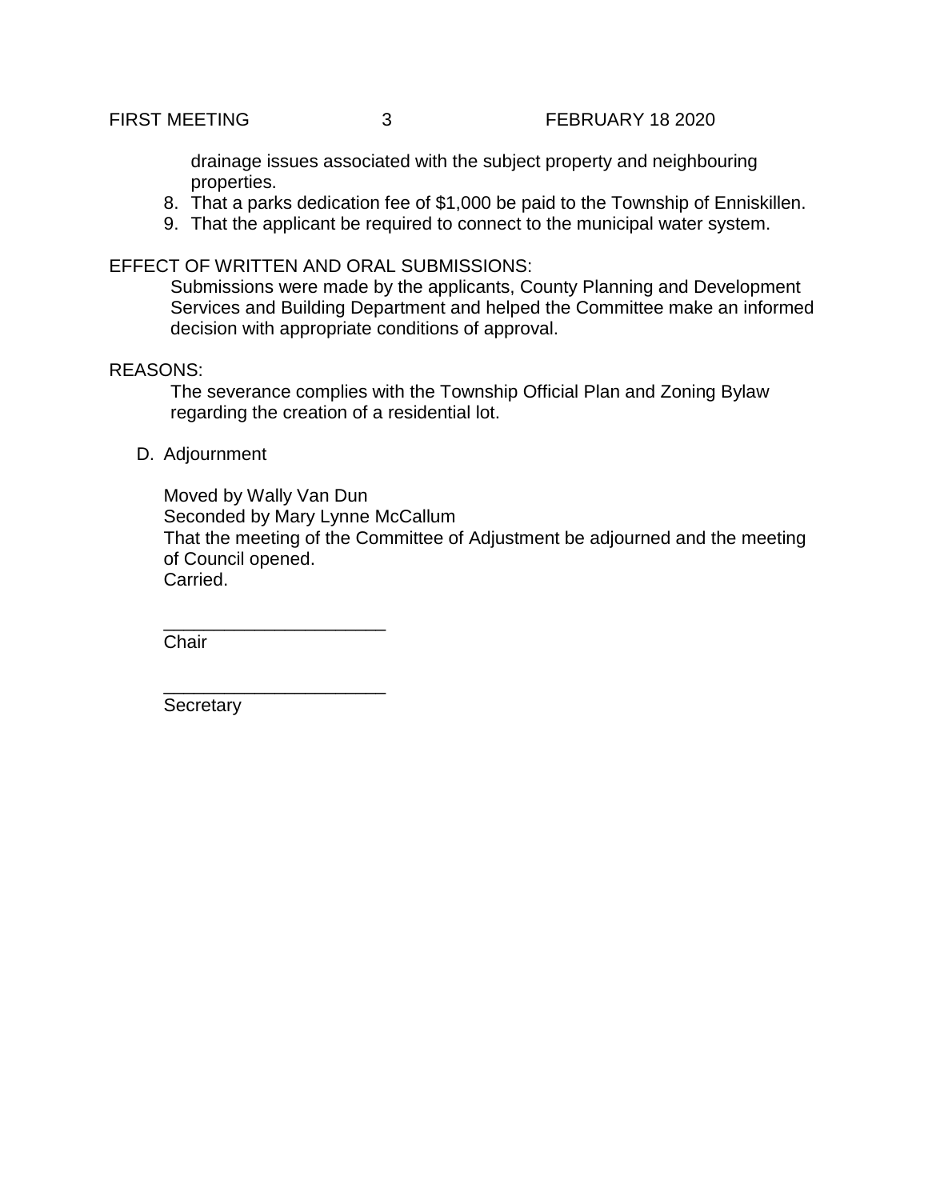drainage issues associated with the subject property and neighbouring properties.

8. That a parks dedication fee of $1,000 be paid to the Township of Enniskillen.
9. That the applicant be required to connect to the municipal water system.

EFFECT OF WRITTEN AND ORAL SUBMISSIONS:

Submissions were made by the applicants, County Planning and Development Services and Building Department and helped the Committee make an informed decision with appropriate conditions of approval.

REASONS:

The severance complies with the Township Official Plan and Zoning Bylaw regarding the creation of a residential lot.

D. Adjournment

Moved by Wally Van Dun
Seconded by Mary Lynne McCallum
That the meeting of the Committee of Adjustment be adjourned and the meeting of Council opened.
Carried.

______________________
Chair

______________________
Secretary